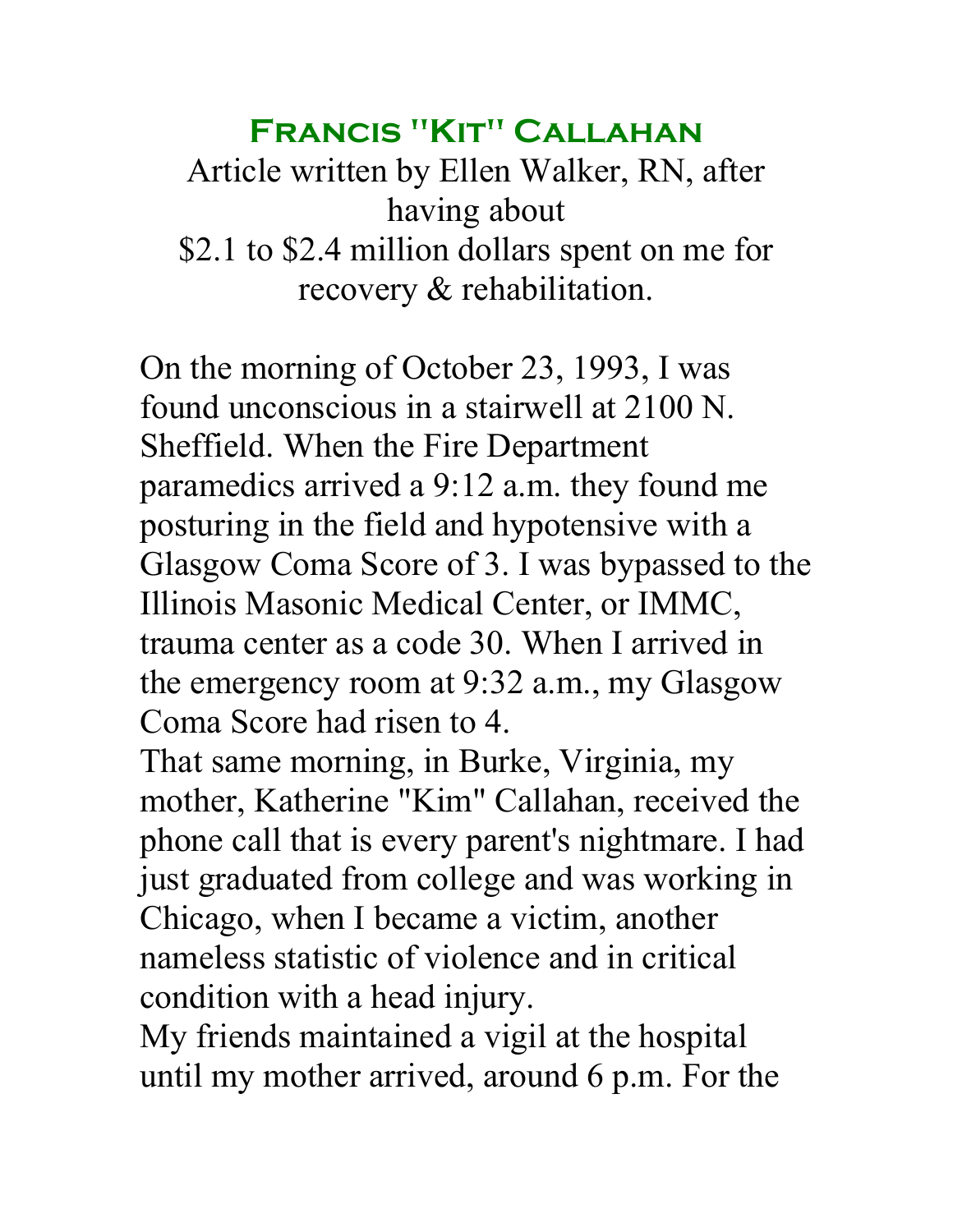# Francis "Kit" Callahan

Article written by Ellen Walker, RN, after having about
$2.1 to $2.4 million dollars spent on me for recovery & rehabilitation.

On the morning of October 23, 1993, I was found unconscious in a stairwell at 2100 N. Sheffield. When the Fire Department paramedics arrived a 9:12 a.m. they found me posturing in the field and hypotensive with a Glasgow Coma Score of 3. I was bypassed to the Illinois Masonic Medical Center, or IMMC, trauma center as a code 30. When I arrived in the emergency room at 9:32 a.m., my Glasgow Coma Score had risen to 4.

That same morning, in Burke, Virginia, my mother, Katherine "Kim" Callahan, received the phone call that is every parent's nightmare. I had just graduated from college and was working in Chicago, when I became a victim, another nameless statistic of violence and in critical condition with a head injury.

My friends maintained a vigil at the hospital until my mother arrived, around 6 p.m. For the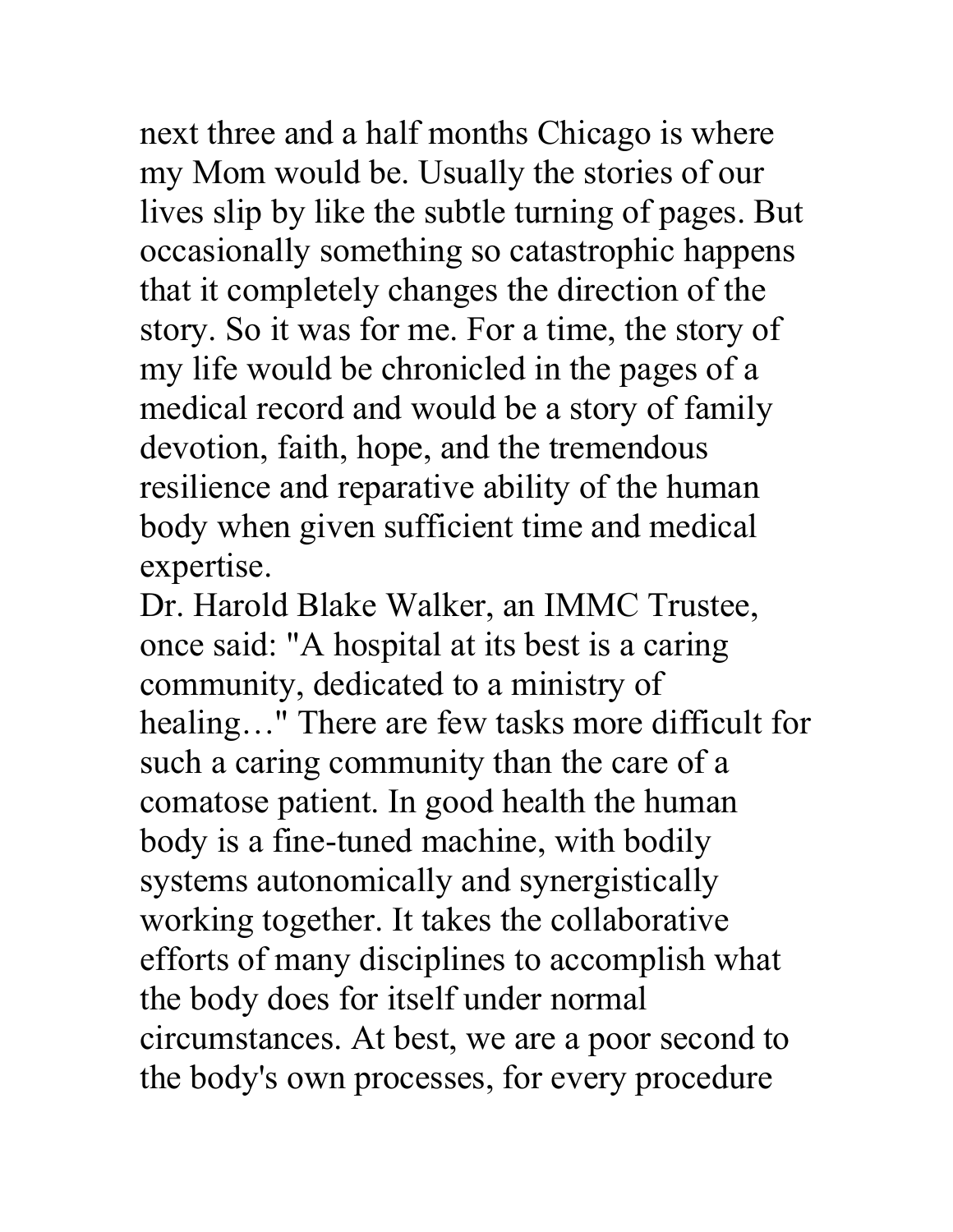next three and a half months Chicago is where my Mom would be. Usually the stories of our lives slip by like the subtle turning of pages. But occasionally something so catastrophic happens that it completely changes the direction of the story. So it was for me. For a time, the story of my life would be chronicled in the pages of a medical record and would be a story of family devotion, faith, hope, and the tremendous resilience and reparative ability of the human body when given sufficient time and medical expertise.

Dr. Harold Blake Walker, an IMMC Trustee, once said: "A hospital at its best is a caring community, dedicated to a ministry of healing…" There are few tasks more difficult for such a caring community than the care of a comatose patient. In good health the human body is a fine-tuned machine, with bodily systems autonomically and synergistically working together. It takes the collaborative efforts of many disciplines to accomplish what the body does for itself under normal circumstances. At best, we are a poor second to the body's own processes, for every procedure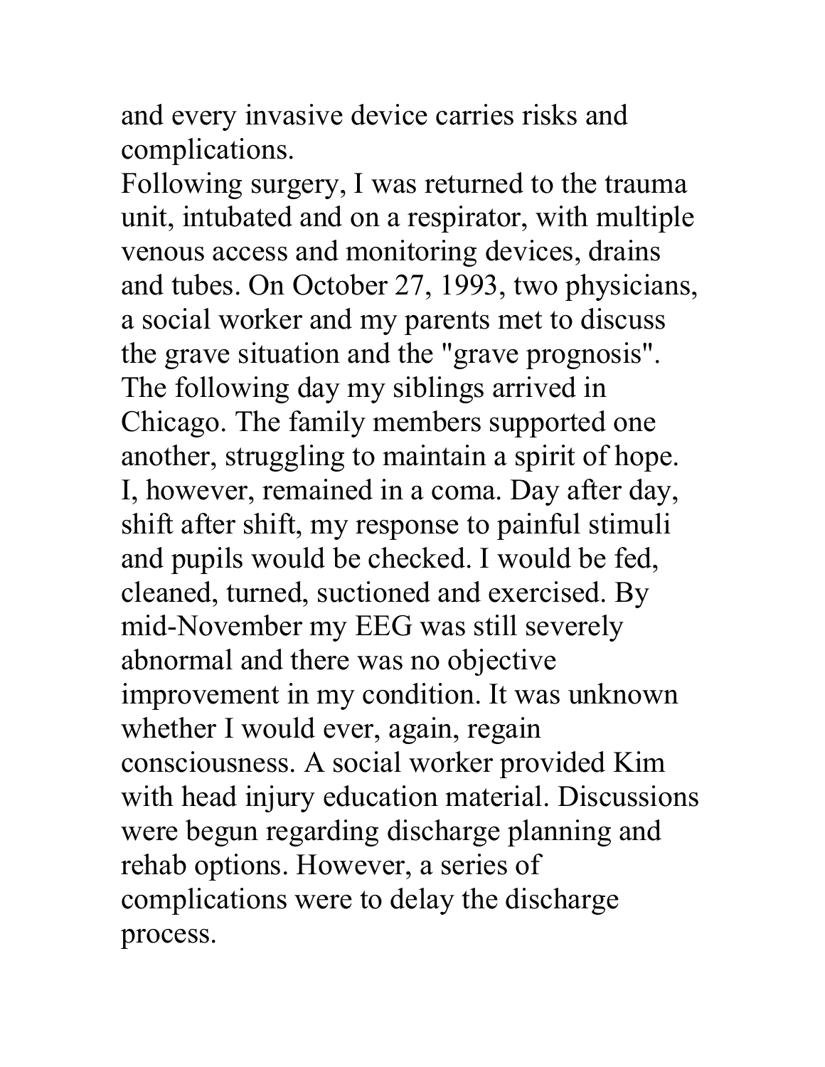and every invasive device carries risks and complications.

Following surgery, I was returned to the trauma unit, intubated and on a respirator, with multiple venous access and monitoring devices, drains and tubes. On October 27, 1993, two physicians, a social worker and my parents met to discuss the grave situation and the "grave prognosis". The following day my siblings arrived in Chicago. The family members supported one another, struggling to maintain a spirit of hope. I, however, remained in a coma. Day after day, shift after shift, my response to painful stimuli and pupils would be checked. I would be fed, cleaned, turned, suctioned and exercised. By mid-November my EEG was still severely abnormal and there was no objective improvement in my condition. It was unknown whether I would ever, again, regain consciousness. A social worker provided Kim with head injury education material. Discussions were begun regarding discharge planning and rehab options. However, a series of complications were to delay the discharge process.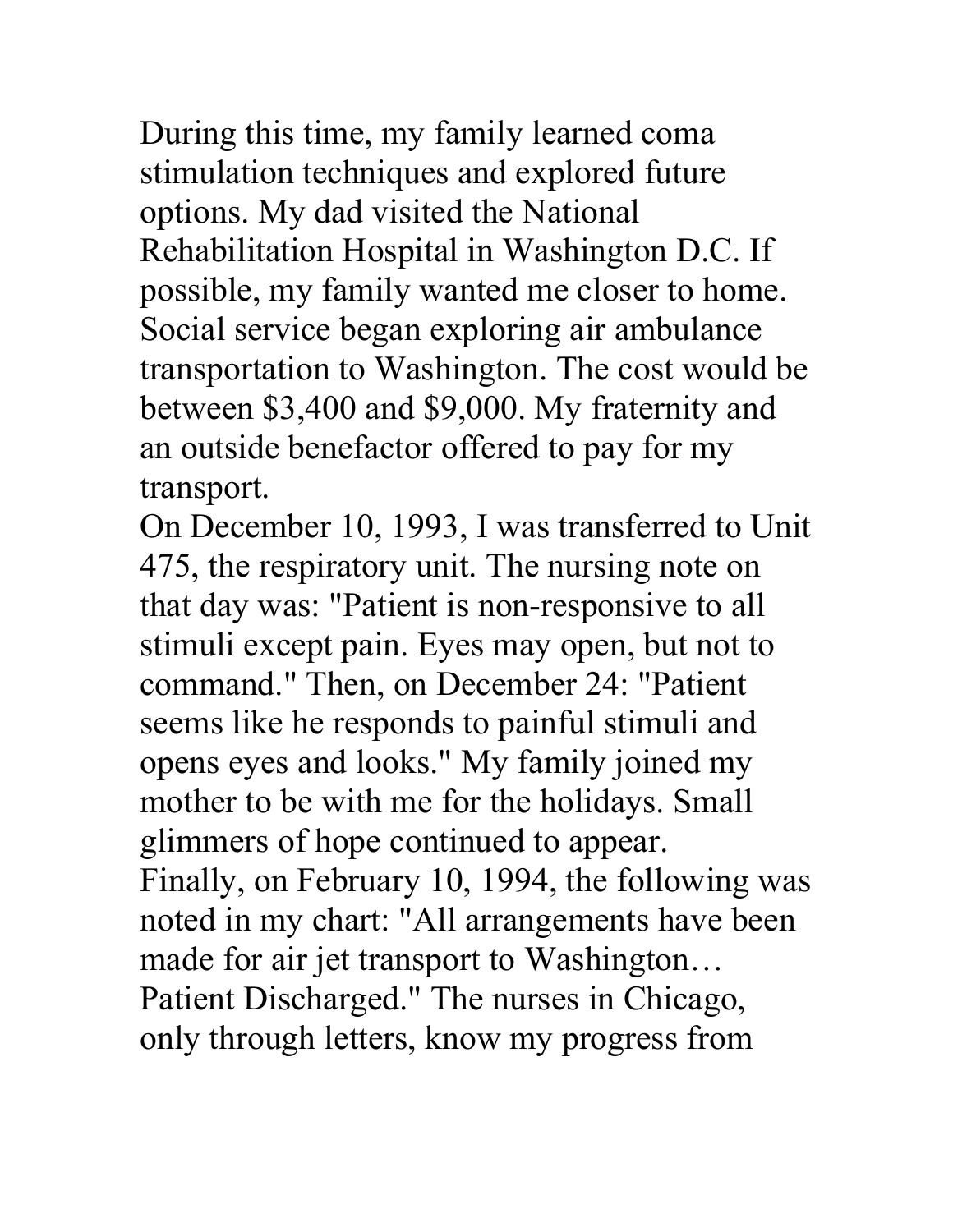During this time, my family learned coma stimulation techniques and explored future options. My dad visited the National Rehabilitation Hospital in Washington D.C. If possible, my family wanted me closer to home. Social service began exploring air ambulance transportation to Washington. The cost would be between $3,400 and $9,000. My fraternity and an outside benefactor offered to pay for my transport.

On December 10, 1993, I was transferred to Unit 475, the respiratory unit. The nursing note on that day was: "Patient is non-responsive to all stimuli except pain. Eyes may open, but not to command." Then, on December 24: "Patient seems like he responds to painful stimuli and opens eyes and looks." My family joined my mother to be with me for the holidays. Small glimmers of hope continued to appear.

Finally, on February 10, 1994, the following was noted in my chart: "All arrangements have been made for air jet transport to Washington… Patient Discharged." The nurses in Chicago, only through letters, know my progress from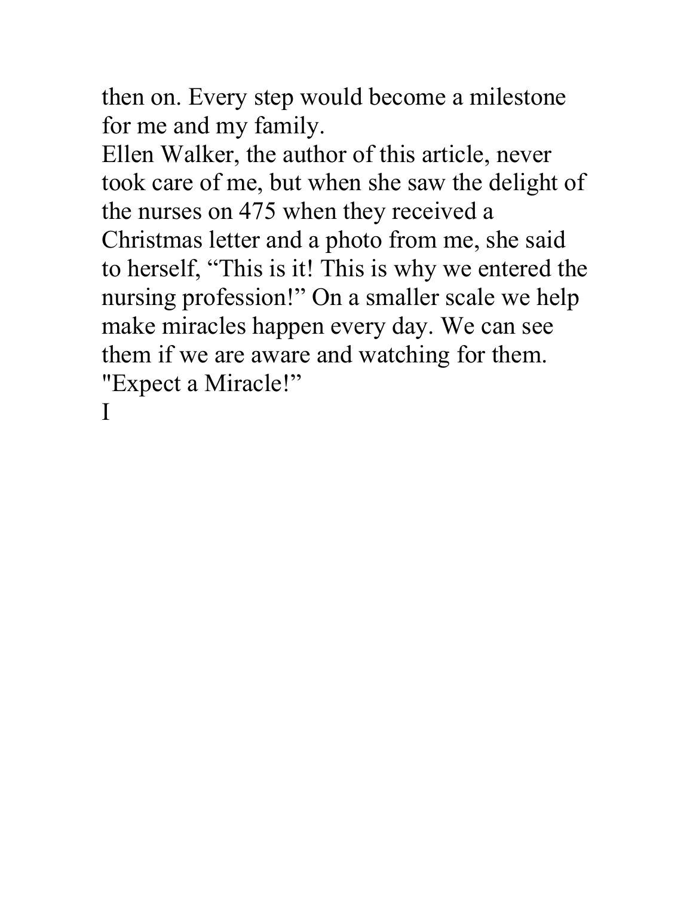then on. Every step would become a milestone for me and my family.

Ellen Walker, the author of this article, never took care of me, but when she saw the delight of the nurses on 475 when they received a Christmas letter and a photo from me, she said to herself, “This is it! This is why we entered the nursing profession!” On a smaller scale we help make miracles happen every day. We can see them if we are aware and watching for them.

"Expect a Miracle!”

I